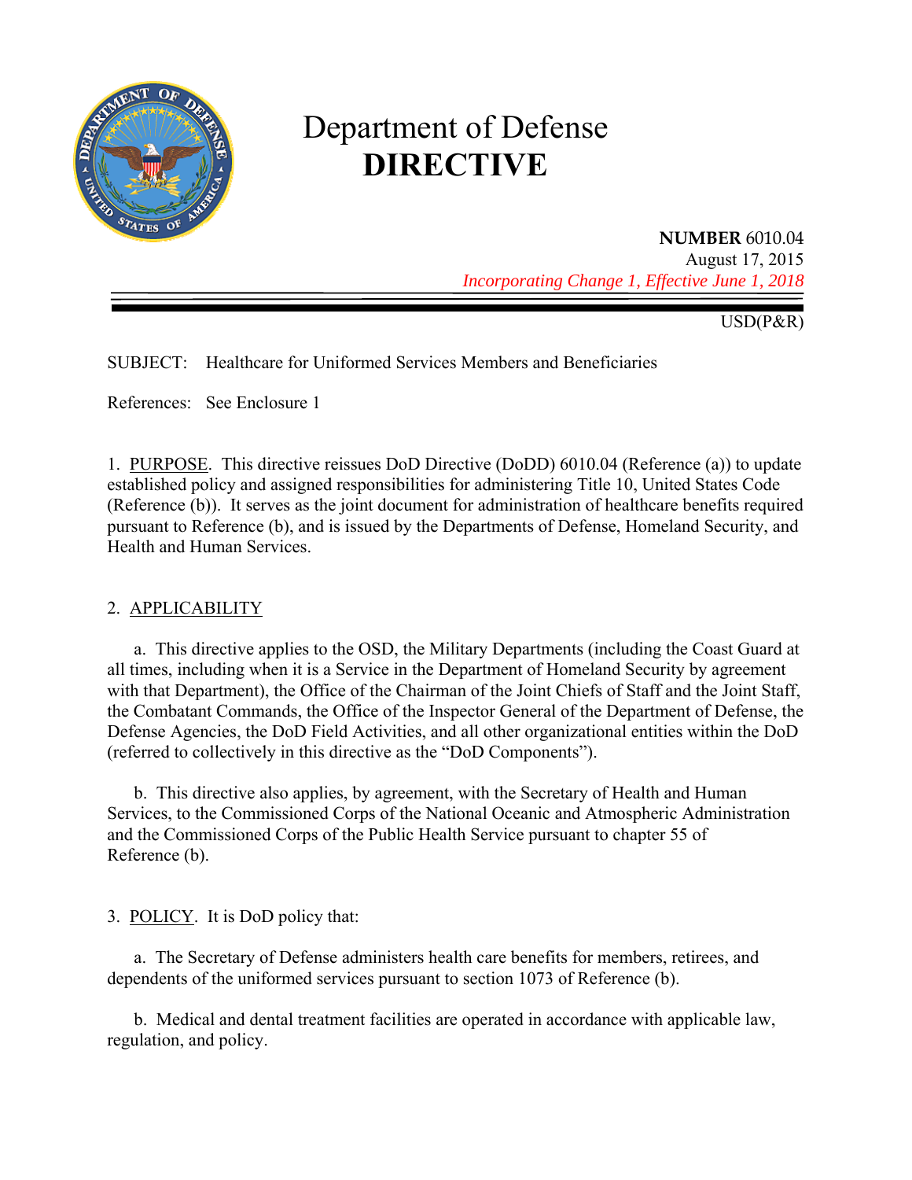# Department of Defense
# DIRECTIVE

**NUMBER** 6010.04
August 17, 2015
*Incorporating Change 1, Effective June 1, 2018*

USD(P&R)

SUBJECT: Healthcare for Uniformed Services Members and Beneficiaries

References: See Enclosure 1

1. PURPOSE. This directive reissues DoD Directive (DoDD) 6010.04 (Reference (a)) to update established policy and assigned responsibilities for administering Title 10, United States Code (Reference (b)). It serves as the joint document for administration of healthcare benefits required pursuant to Reference (b), and is issued by the Departments of Defense, Homeland Security, and Health and Human Services.

2. APPLICABILITY

a. This directive applies to the OSD, the Military Departments (including the Coast Guard at all times, including when it is a Service in the Department of Homeland Security by agreement with that Department), the Office of the Chairman of the Joint Chiefs of Staff and the Joint Staff, the Combatant Commands, the Office of the Inspector General of the Department of Defense, the Defense Agencies, the DoD Field Activities, and all other organizational entities within the DoD (referred to collectively in this directive as the "DoD Components").

b. This directive also applies, by agreement, with the Secretary of Health and Human Services, to the Commissioned Corps of the National Oceanic and Atmospheric Administration and the Commissioned Corps of the Public Health Service pursuant to chapter 55 of Reference (b).

3. POLICY. It is DoD policy that:

a. The Secretary of Defense administers health care benefits for members, retirees, and dependents of the uniformed services pursuant to section 1073 of Reference (b).

b. Medical and dental treatment facilities are operated in accordance with applicable law, regulation, and policy.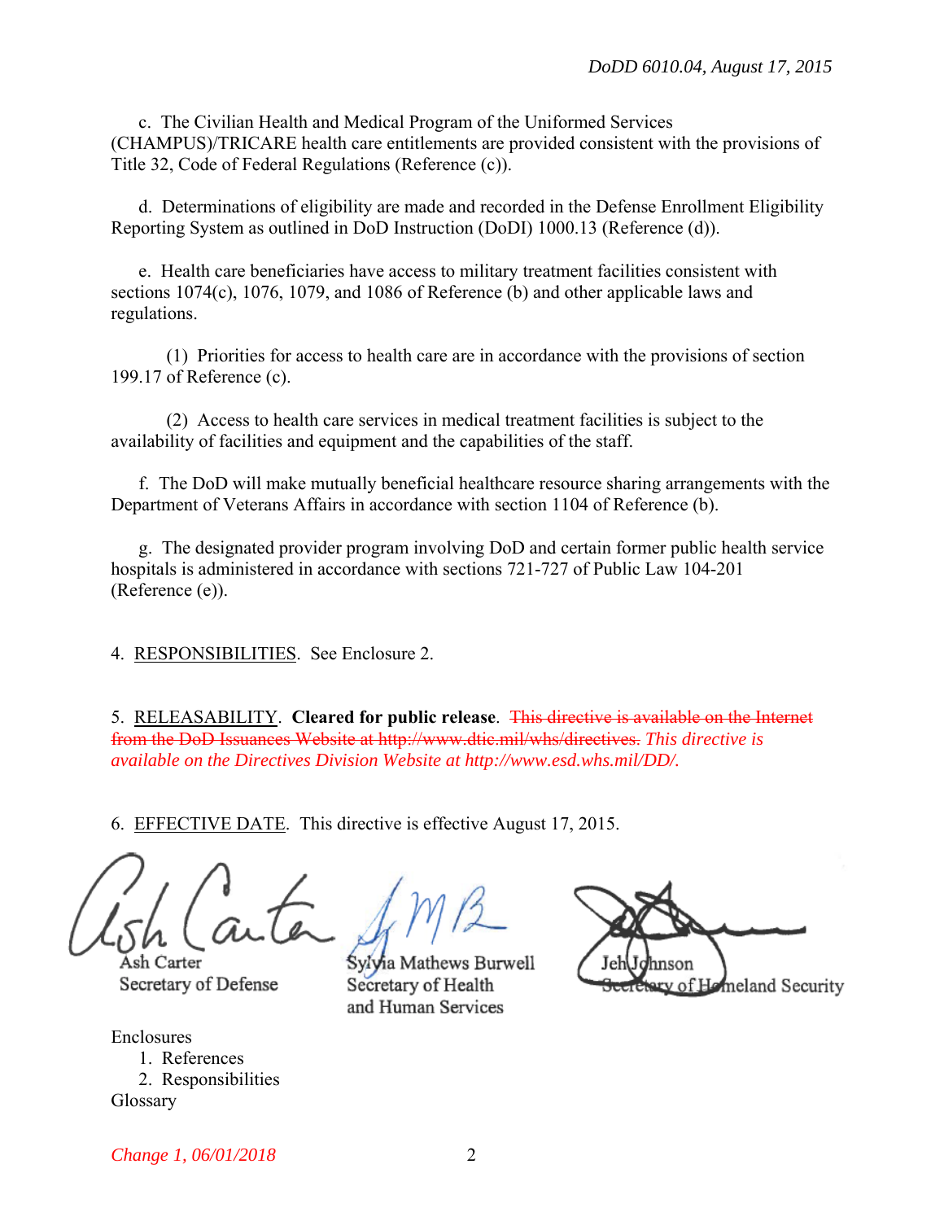c. The Civilian Health and Medical Program of the Uniformed Services (CHAMPUS)/TRICARE health care entitlements are provided consistent with the provisions of Title 32, Code of Federal Regulations (Reference (c)).

d. Determinations of eligibility are made and recorded in the Defense Enrollment Eligibility Reporting System as outlined in DoD Instruction (DoDI) 1000.13 (Reference (d)).

e. Health care beneficiaries have access to military treatment facilities consistent with sections 1074(c), 1076, 1079, and 1086 of Reference (b) and other applicable laws and regulations.

(1) Priorities for access to health care are in accordance with the provisions of section 199.17 of Reference (c).

(2) Access to health care services in medical treatment facilities is subject to the availability of facilities and equipment and the capabilities of the staff.

f. The DoD will make mutually beneficial healthcare resource sharing arrangements with the Department of Veterans Affairs in accordance with section 1104 of Reference (b).

g. The designated provider program involving DoD and certain former public health service hospitals is administered in accordance with sections 721-727 of Public Law 104-201 (Reference (e)).

4. RESPONSIBILITIES. See Enclosure 2.

5. RELEASABILITY. **Cleared for public release**. ~~This directive is available on the Internet from the DoD Issuances Website at http://www.dtic.mil/whs/directives.~~ *This directive is available on the Directives Division Website at http://www.esd.whs.mil/DD/.*

6. EFFECTIVE DATE. This directive is effective August 17, 2015.

Ash Carter
Secretary of Defense

Sylvia Mathews Burwell
Secretary of Health and Human Services

Jeh Johnson
Secretary of Homeland Security

Enclosures
1. References
2. Responsibilities
Glossary

*Change 1, 06/01/2018*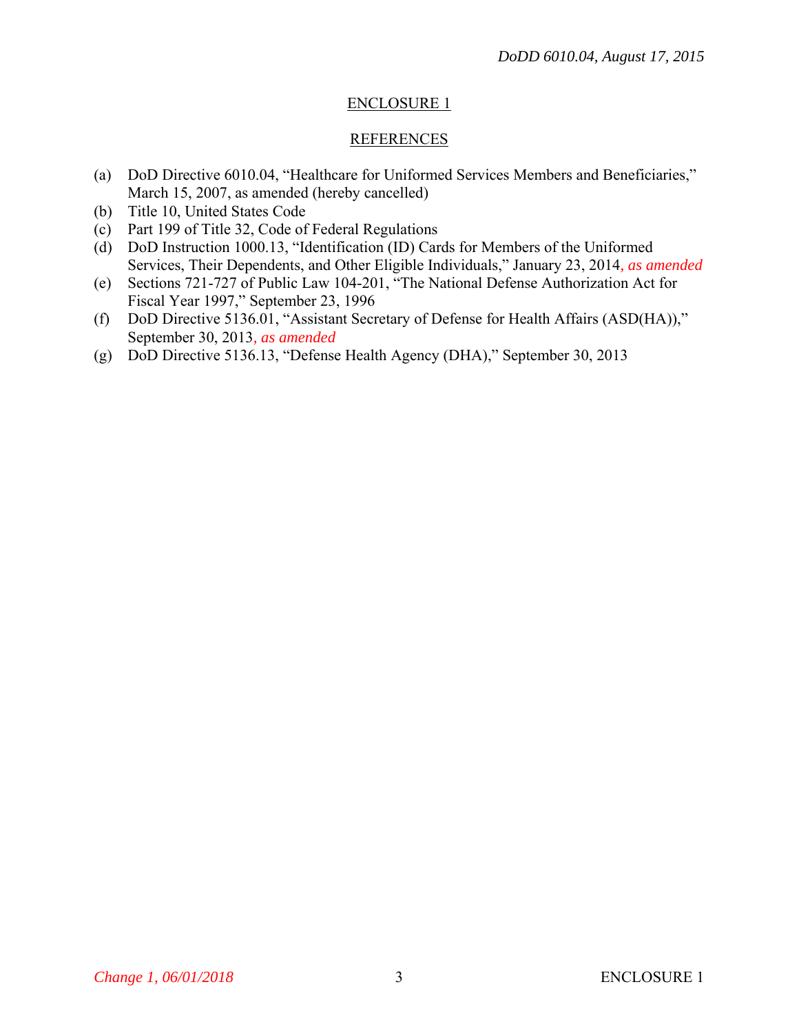## ENCLOSURE 1

## REFERENCES

(a) DoD Directive 6010.04, "Healthcare for Uniformed Services Members and Beneficiaries," March 15, 2007, as amended (hereby cancelled)
(b) Title 10, United States Code
(c) Part 199 of Title 32, Code of Federal Regulations
(d) DoD Instruction 1000.13, "Identification (ID) Cards for Members of the Uniformed Services, Their Dependents, and Other Eligible Individuals," January 23, 2014*, as amended*
(e) Sections 721-727 of Public Law 104-201, "The National Defense Authorization Act for Fiscal Year 1997," September 23, 1996
(f) DoD Directive 5136.01, "Assistant Secretary of Defense for Health Affairs (ASD(HA))," September 30, 2013*, as amended*
(g) DoD Directive 5136.13, "Defense Health Agency (DHA)," September 30, 2013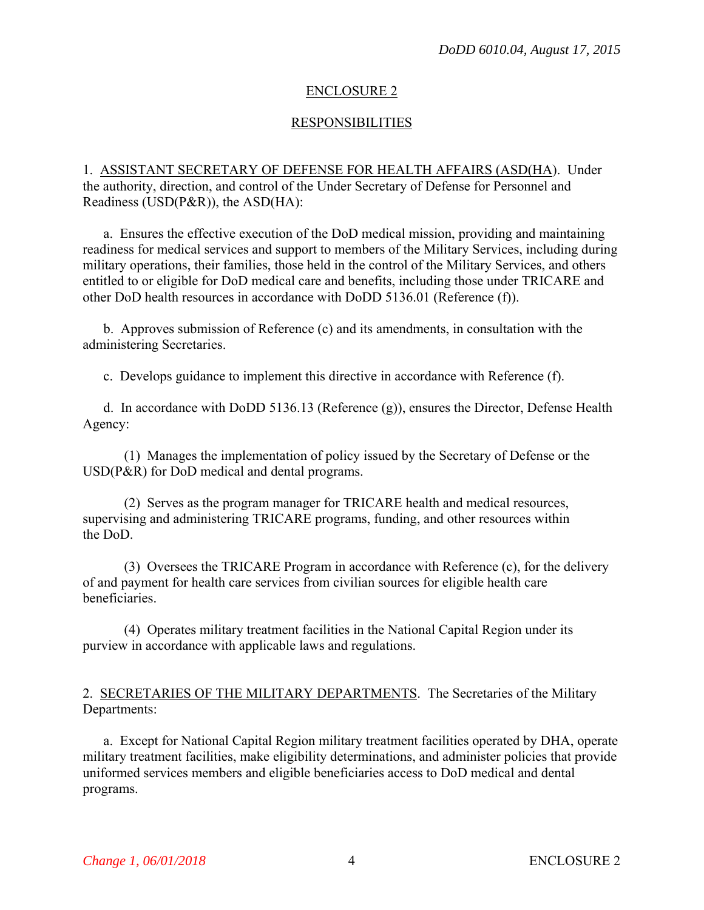## ENCLOSURE 2

## RESPONSIBILITIES

1. ASSISTANT SECRETARY OF DEFENSE FOR HEALTH AFFAIRS (ASD(HA). Under the authority, direction, and control of the Under Secretary of Defense for Personnel and Readiness (USD(P&R)), the ASD(HA):

a. Ensures the effective execution of the DoD medical mission, providing and maintaining readiness for medical services and support to members of the Military Services, including during military operations, their families, those held in the control of the Military Services, and others entitled to or eligible for DoD medical care and benefits, including those under TRICARE and other DoD health resources in accordance with DoDD 5136.01 (Reference (f)).

b. Approves submission of Reference (c) and its amendments, in consultation with the administering Secretaries.

c. Develops guidance to implement this directive in accordance with Reference (f).

d. In accordance with DoDD 5136.13 (Reference (g)), ensures the Director, Defense Health Agency:

(1) Manages the implementation of policy issued by the Secretary of Defense or the USD(P&R) for DoD medical and dental programs.

(2) Serves as the program manager for TRICARE health and medical resources, supervising and administering TRICARE programs, funding, and other resources within the DoD.

(3) Oversees the TRICARE Program in accordance with Reference (c), for the delivery of and payment for health care services from civilian sources for eligible health care beneficiaries.

(4) Operates military treatment facilities in the National Capital Region under its purview in accordance with applicable laws and regulations.

2. SECRETARIES OF THE MILITARY DEPARTMENTS. The Secretaries of the Military Departments:

a. Except for National Capital Region military treatment facilities operated by DHA, operate military treatment facilities, make eligibility determinations, and administer policies that provide uniformed services members and eligible beneficiaries access to DoD medical and dental programs.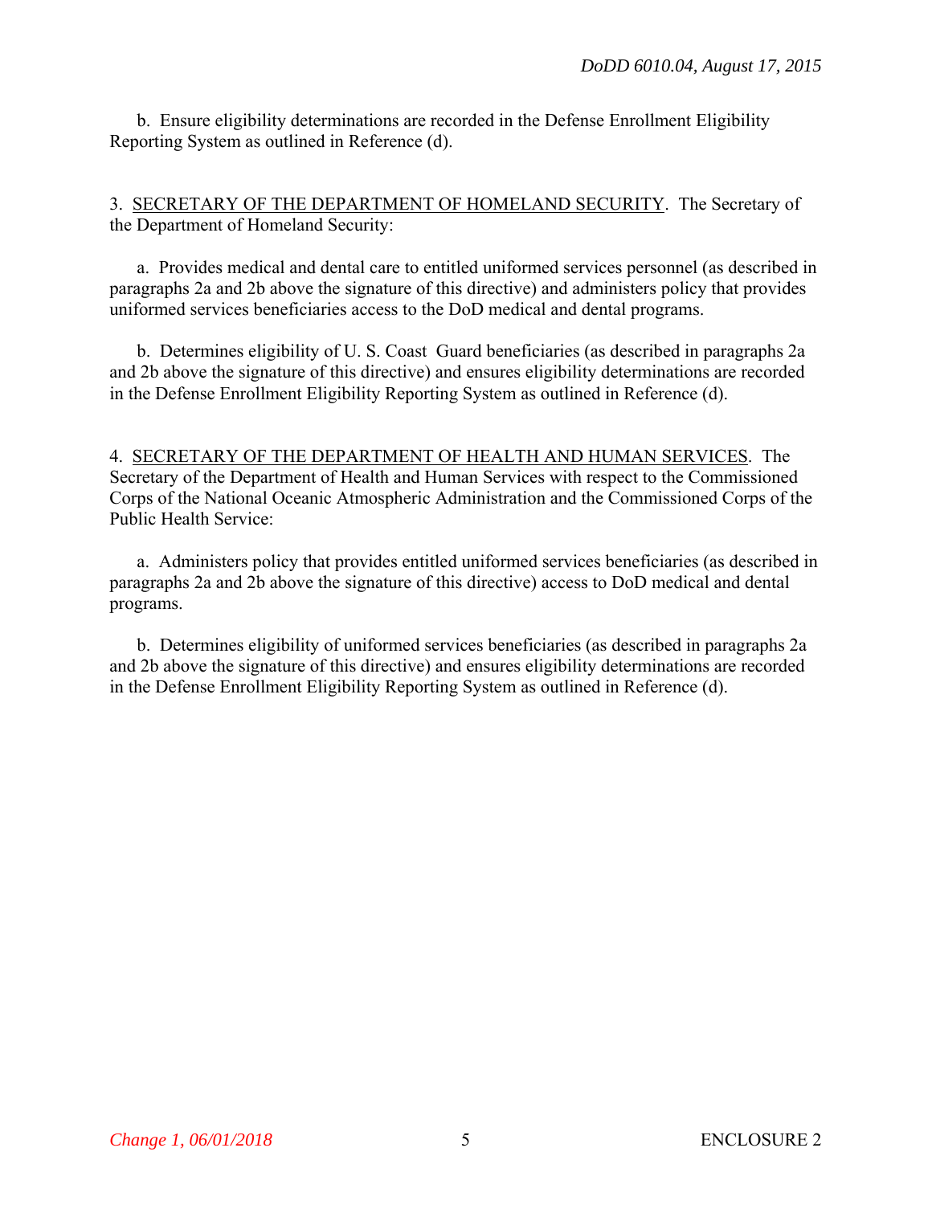b. Ensure eligibility determinations are recorded in the Defense Enrollment Eligibility Reporting System as outlined in Reference (d).

3. SECRETARY OF THE DEPARTMENT OF HOMELAND SECURITY. The Secretary of the Department of Homeland Security:

a. Provides medical and dental care to entitled uniformed services personnel (as described in paragraphs 2a and 2b above the signature of this directive) and administers policy that provides uniformed services beneficiaries access to the DoD medical and dental programs.

b. Determines eligibility of U. S. Coast Guard beneficiaries (as described in paragraphs 2a and 2b above the signature of this directive) and ensures eligibility determinations are recorded in the Defense Enrollment Eligibility Reporting System as outlined in Reference (d).

4. SECRETARY OF THE DEPARTMENT OF HEALTH AND HUMAN SERVICES. The Secretary of the Department of Health and Human Services with respect to the Commissioned Corps of the National Oceanic Atmospheric Administration and the Commissioned Corps of the Public Health Service:

a. Administers policy that provides entitled uniformed services beneficiaries (as described in paragraphs 2a and 2b above the signature of this directive) access to DoD medical and dental programs.

b. Determines eligibility of uniformed services beneficiaries (as described in paragraphs 2a and 2b above the signature of this directive) and ensures eligibility determinations are recorded in the Defense Enrollment Eligibility Reporting System as outlined in Reference (d).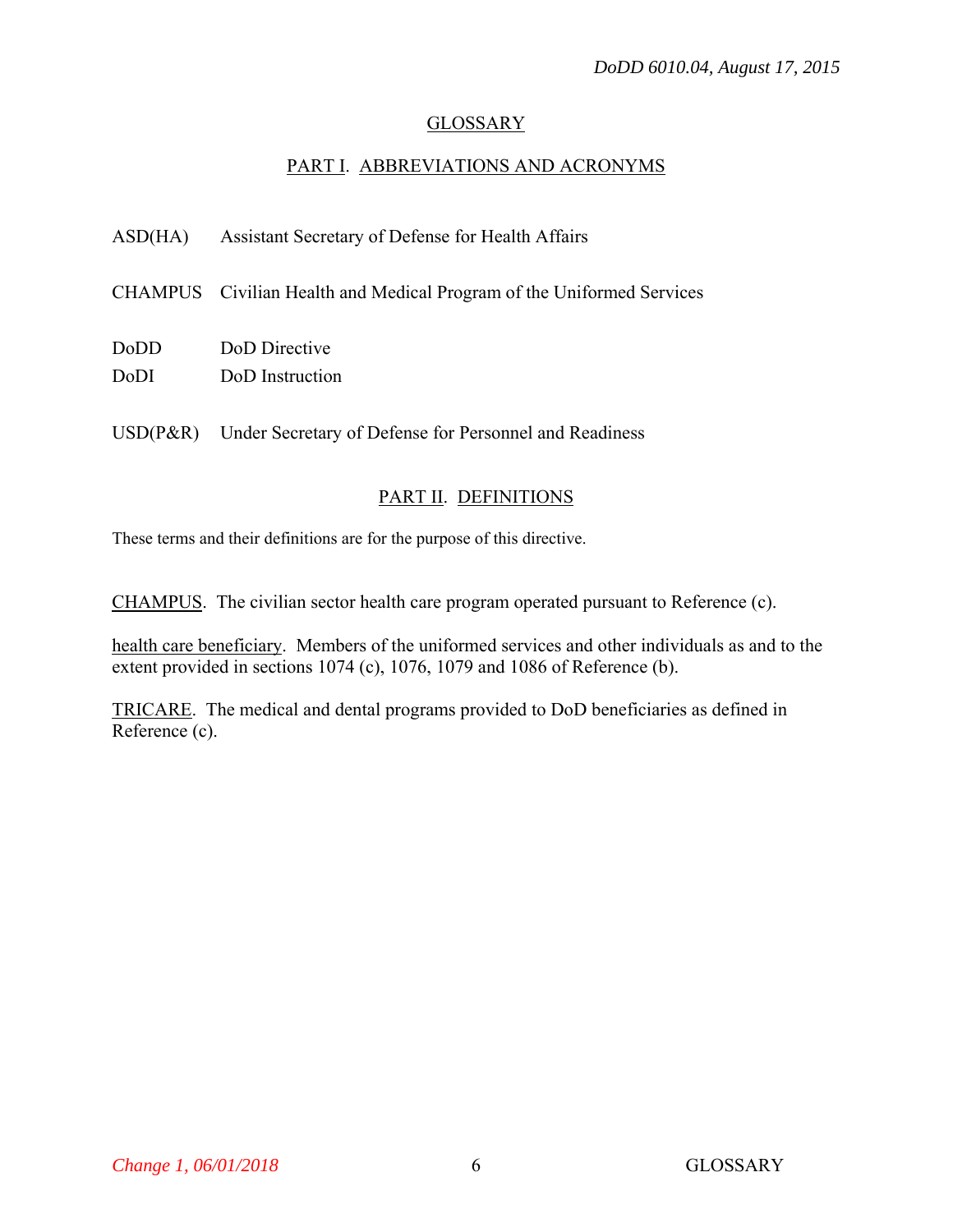## GLOSSARY

### PART I. ABBREVIATIONS AND ACRONYMS

| | |
|---|---|
| ASD(HA) | Assistant Secretary of Defense for Health Affairs |
| CHAMPUS | Civilian Health and Medical Program of the Uniformed Services |
| DoDD | DoD Directive |
| DoDI | DoD Instruction |
| USD(P&R) | Under Secretary of Defense for Personnel and Readiness |

### PART II. DEFINITIONS

These terms and their definitions are for the purpose of this directive.

CHAMPUS. The civilian sector health care program operated pursuant to Reference (c).

health care beneficiary. Members of the uniformed services and other individuals as and to the extent provided in sections 1074 (c), 1076, 1079 and 1086 of Reference (b).

TRICARE. The medical and dental programs provided to DoD beneficiaries as defined in Reference (c).